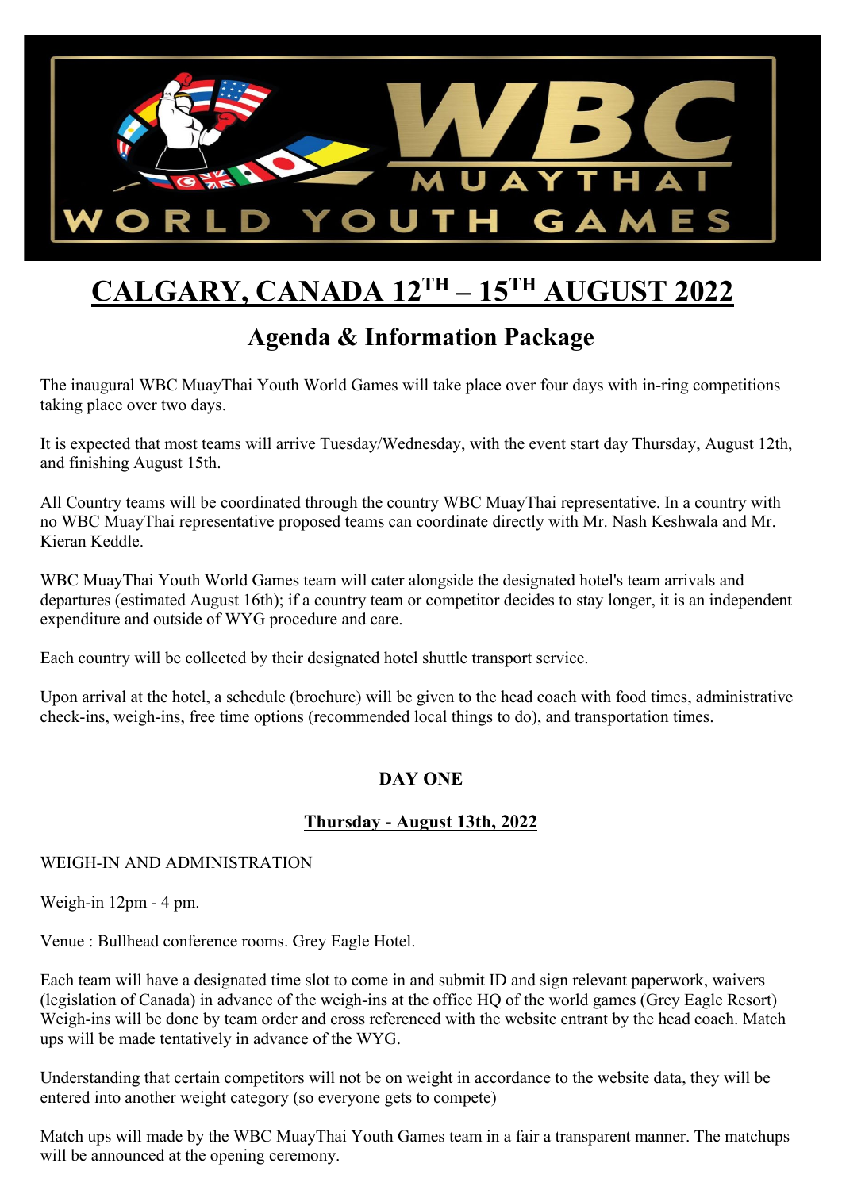# CALGARY, CANADA 12TH – 15TH AUGUST 2022

## Agenda & Information Package

The inaugural WBC MuayThai Youth World Games will take place over four days with in-ring competitions taking place over two days.

It is expected that most teams will arrive Tuesday/Wednesday, with the event start day Thursday, August 12th, and finishing August 15th.

All Country teams will be coordinated through the country WBC MuayThai representative. In a country with no WBC MuayThai representative proposed teams can coordinate directly with Mr. Nash Keshwala and Mr. Kieran Keddle.

WBC MuayThai Youth World Games team will cater alongside the designated hotel's team arrivals and departures (estimated August 16th); if a country team or competitor decides to stay longer, it is an independent expenditure and outside of WYG procedure and care.

Each country will be collected by their designated hotel shuttle transport service.

Upon arrival at the hotel, a schedule (brochure) will be given to the head coach with food times, administrative check-ins, weigh-ins, free time options (recommended local things to do), and transportation times.

### DAY ONE

#### Thursday - August 13th, 2022

WEIGH-IN AND ADMINISTRATION

Weigh-in 12pm - 4 pm.

Venue : Bullhead conference rooms. Grey Eagle Hotel.

Each team will have a designated time slot to come in and submit ID and sign relevant paperwork, waivers (legislation of Canada) in advance of the weigh-ins at the office HQ of the world games (Grey Eagle Resort) Weigh-ins will be done by team order and cross referenced with the website entrant by the head coach. Match ups will be made tentatively in advance of the WYG.

Understanding that certain competitors will not be on weight in accordance to the website data, they will be entered into another weight category (so everyone gets to compete)

Match ups will made by the WBC MuayThai Youth Games team in a fair a transparent manner. The matchups will be announced at the opening ceremony.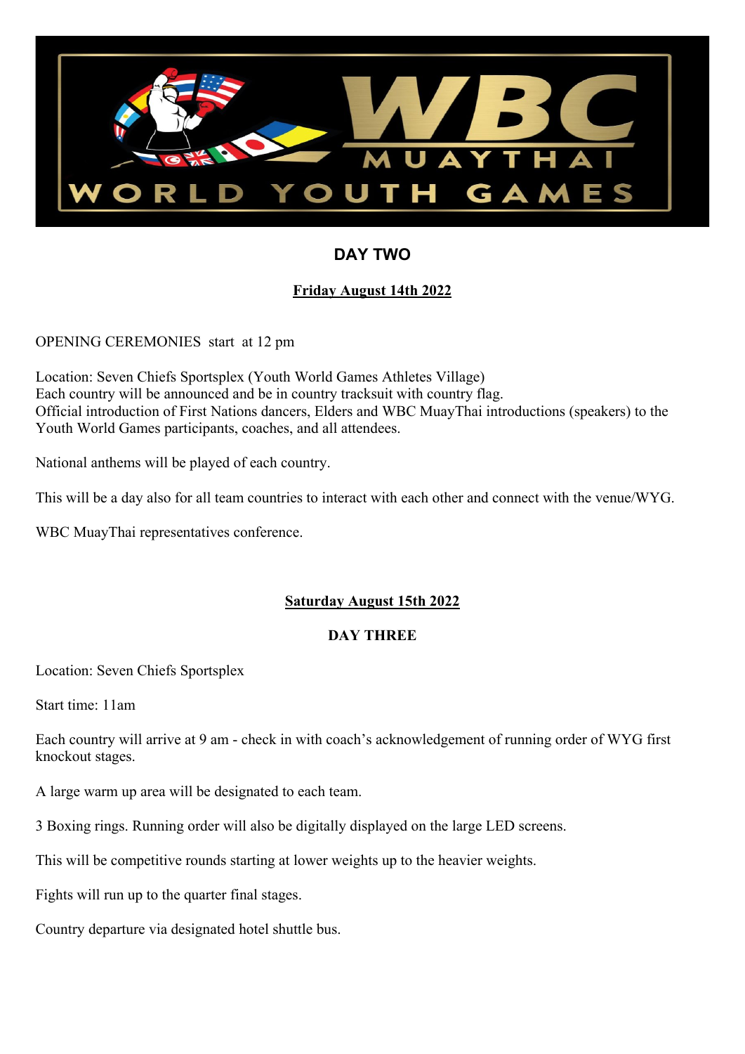## DAY TWO

**Friday August 14th 2022**

OPENING CEREMONIES start at 12 pm

Location: Seven Chiefs Sportsplex (Youth World Games Athletes Village)
Each country will be announced and be in country tracksuit with country flag.
Official introduction of First Nations dancers, Elders and WBC MuayThai introductions (speakers) to the Youth World Games participants, coaches, and all attendees.

National anthems will be played of each country.

This will be a day also for all team countries to interact with each other and connect with the venue/WYG.

WBC MuayThai representatives conference.

**Saturday August 15th 2022**

## DAY THREE

Location: Seven Chiefs Sportsplex

Start time: 11am

Each country will arrive at 9 am - check in with coach's acknowledgement of running order of WYG first knockout stages.

A large warm up area will be designated to each team.

3 Boxing rings. Running order will also be digitally displayed on the large LED screens.

This will be competitive rounds starting at lower weights up to the heavier weights.

Fights will run up to the quarter final stages.

Country departure via designated hotel shuttle bus.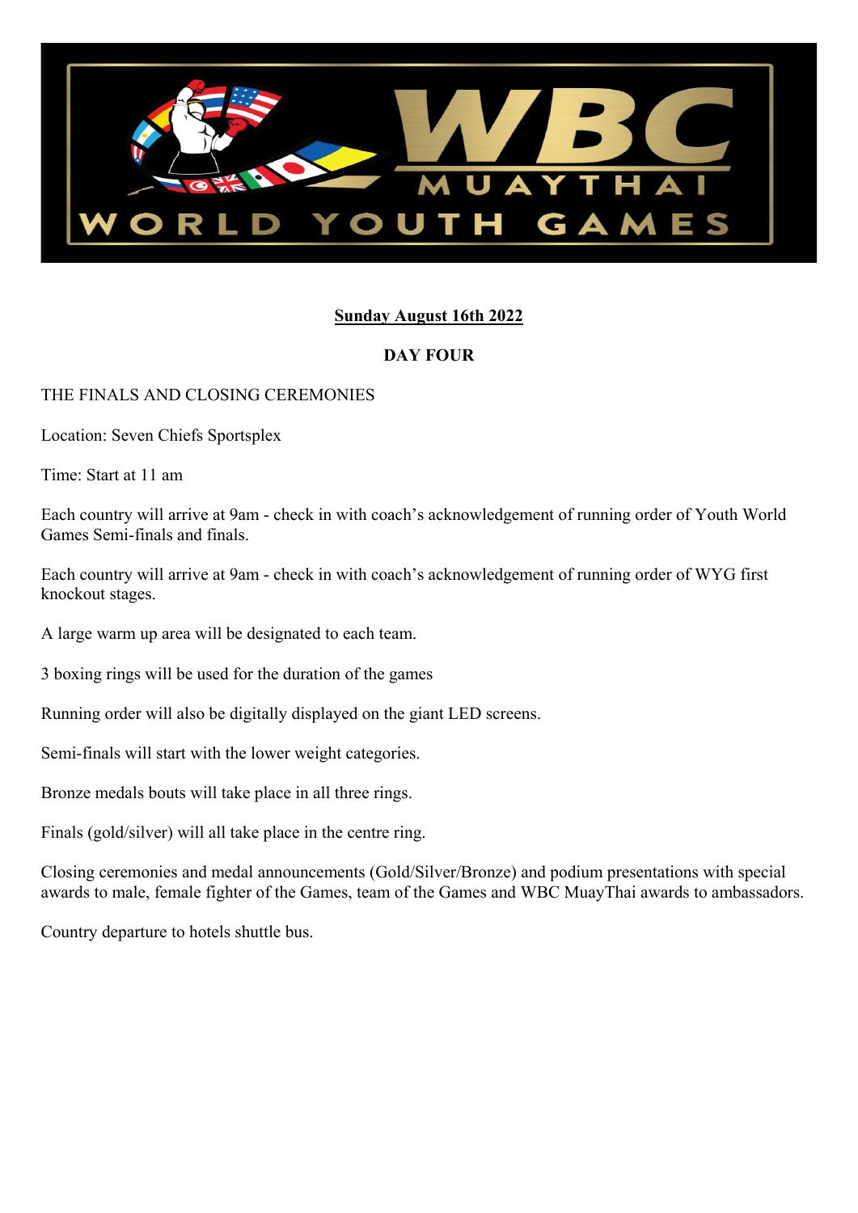**Sunday August 16th 2022**

**DAY FOUR**

THE FINALS AND CLOSING CEREMONIES

Location: Seven Chiefs Sportsplex

Time: Start at 11 am

Each country will arrive at 9am - check in with coach's acknowledgement of running order of Youth World Games Semi-finals and finals.

Each country will arrive at 9am - check in with coach's acknowledgement of running order of WYG first knockout stages.

A large warm up area will be designated to each team.

3 boxing rings will be used for the duration of the games

Running order will also be digitally displayed on the giant LED screens.

Semi-finals will start with the lower weight categories.

Bronze medals bouts will take place in all three rings.

Finals (gold/silver) will all take place in the centre ring.

Closing ceremonies and medal announcements (Gold/Silver/Bronze) and podium presentations with special awards to male, female fighter of the Games, team of the Games and WBC MuayThai awards to ambassadors.

Country departure to hotels shuttle bus.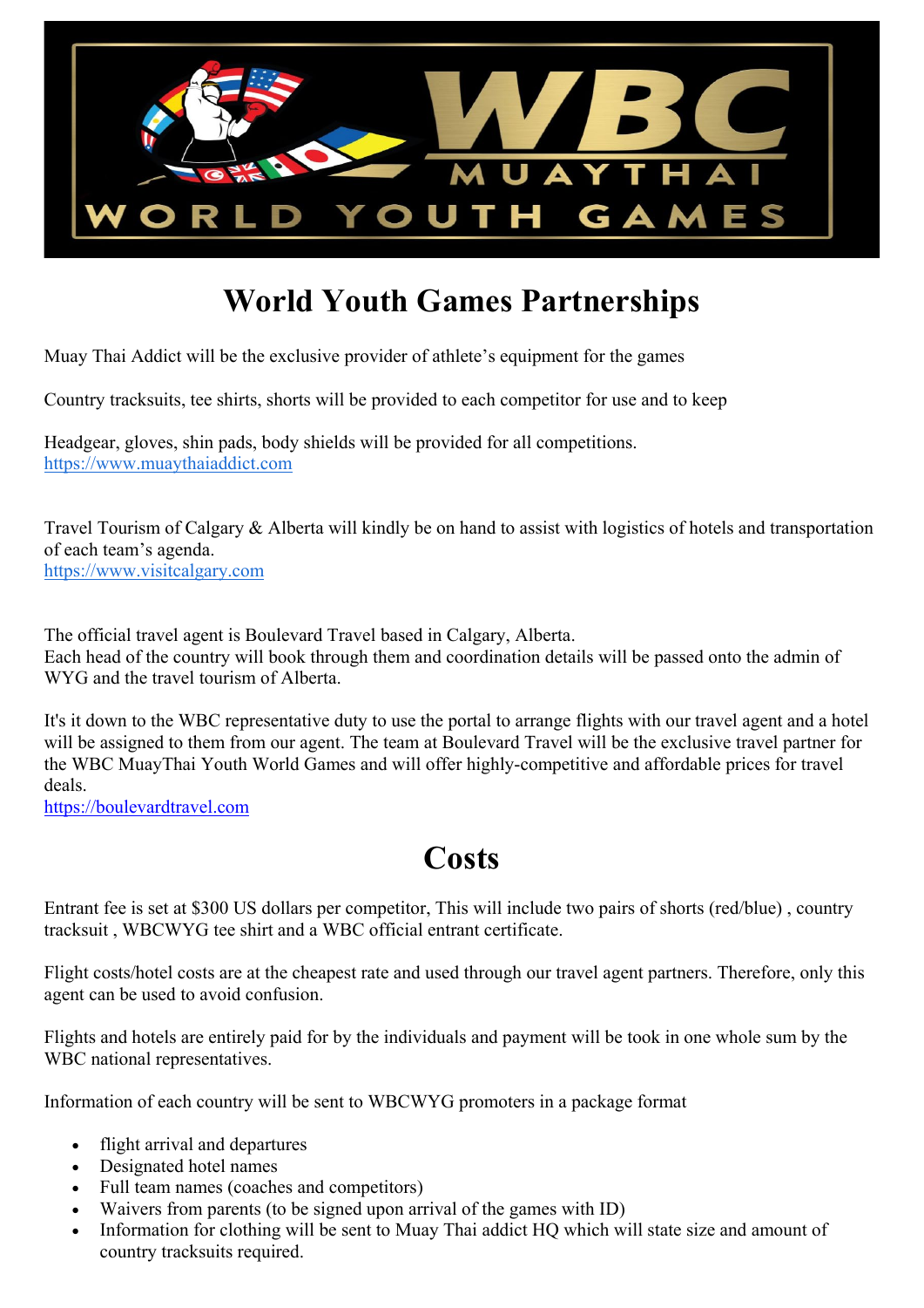# World Youth Games Partnerships

Muay Thai Addict will be the exclusive provider of athlete's equipment for the games

Country tracksuits, tee shirts, shorts will be provided to each competitor for use and to keep

Headgear, gloves, shin pads, body shields will be provided for all competitions.
https://www.muaythaiaddict.com

Travel Tourism of Calgary & Alberta will kindly be on hand to assist with logistics of hotels and transportation of each team's agenda.
https://www.visitcalgary.com

The official travel agent is Boulevard Travel based in Calgary, Alberta.
Each head of the country will book through them and coordination details will be passed onto the admin of WYG and the travel tourism of Alberta.

It's it down to the WBC representative duty to use the portal to arrange flights with our travel agent and a hotel will be assigned to them from our agent. The team at Boulevard Travel will be the exclusive travel partner for the WBC MuayThai Youth World Games and will offer highly-competitive and affordable prices for travel deals.
https://boulevardtravel.com

# Costs

Entrant fee is set at $300 US dollars per competitor, This will include two pairs of shorts (red/blue) , country tracksuit , WBCWYG tee shirt and a WBC official entrant certificate.

Flight costs/hotel costs are at the cheapest rate and used through our travel agent partners. Therefore, only this agent can be used to avoid confusion.

Flights and hotels are entirely paid for by the individuals and payment will be took in one whole sum by the WBC national representatives.

Information of each country will be sent to WBCWYG promoters in a package format

- flight arrival and departures
- Designated hotel names
- Full team names (coaches and competitors)
- Waivers from parents (to be signed upon arrival of the games with ID)
- Information for clothing will be sent to Muay Thai addict HQ which will state size and amount of country tracksuits required.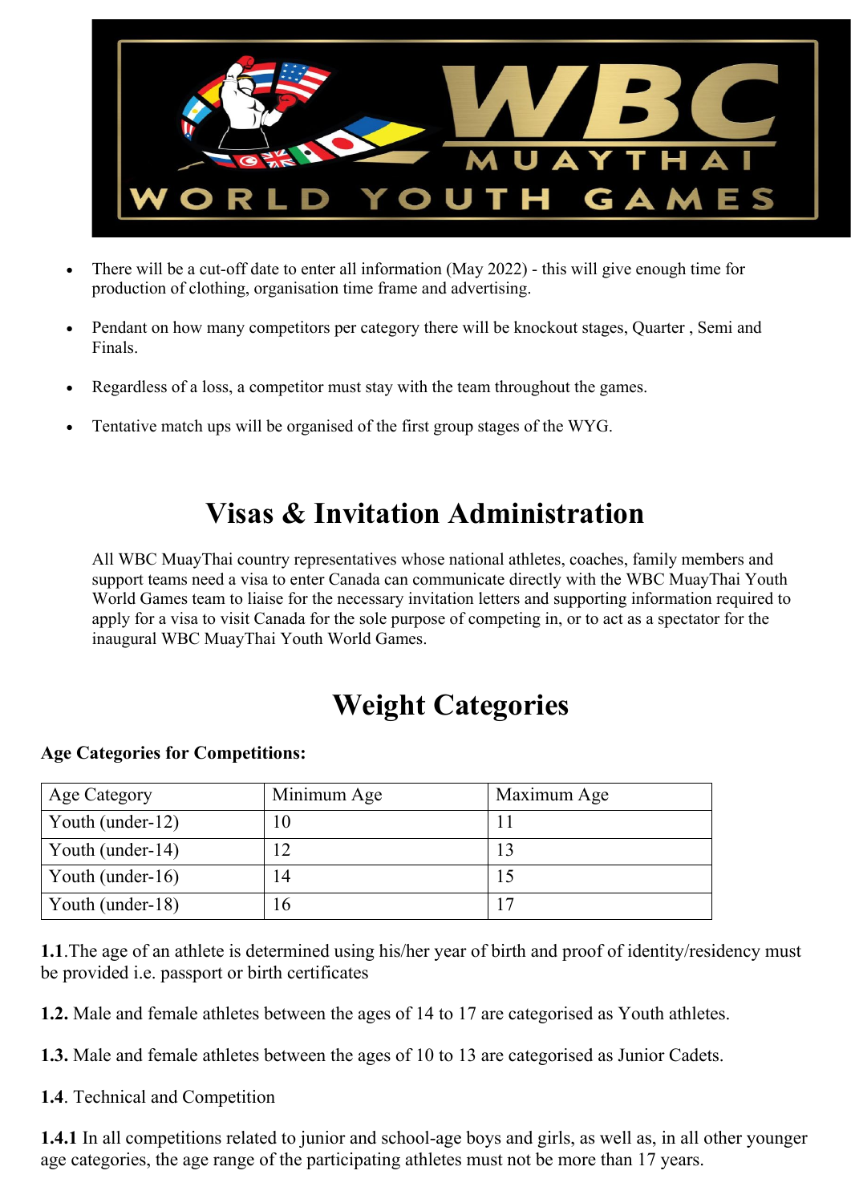- There will be a cut-off date to enter all information (May 2022) - this will give enough time for production of clothing, organisation time frame and advertising.
- Pendant on how many competitors per category there will be knockout stages, Quarter , Semi and Finals.
- Regardless of a loss, a competitor must stay with the team throughout the games.
- Tentative match ups will be organised of the first group stages of the WYG.

## Visas & Invitation Administration

All WBC MuayThai country representatives whose national athletes, coaches, family members and support teams need a visa to enter Canada can communicate directly with the WBC MuayThai Youth World Games team to liaise for the necessary invitation letters and supporting information required to apply for a visa to visit Canada for the sole purpose of competing in, or to act as a spectator for the inaugural WBC MuayThai Youth World Games.

## Weight Categories

**Age Categories for Competitions:**

| Age Category | Minimum Age | Maximum Age |
|---|---|---|
| Youth (under-12) | 10 | 11 |
| Youth (under-14) | 12 | 13 |
| Youth (under-16) | 14 | 15 |
| Youth (under-18) | 16 | 17 |

**1.1**.The age of an athlete is determined using his/her year of birth and proof of identity/residency must be provided i.e. passport or birth certificates

**1.2.** Male and female athletes between the ages of 14 to 17 are categorised as Youth athletes.

**1.3.** Male and female athletes between the ages of 10 to 13 are categorised as Junior Cadets.

**1.4**. Technical and Competition

**1.4.1** In all competitions related to junior and school-age boys and girls, as well as, in all other younger age categories, the age range of the participating athletes must not be more than 17 years.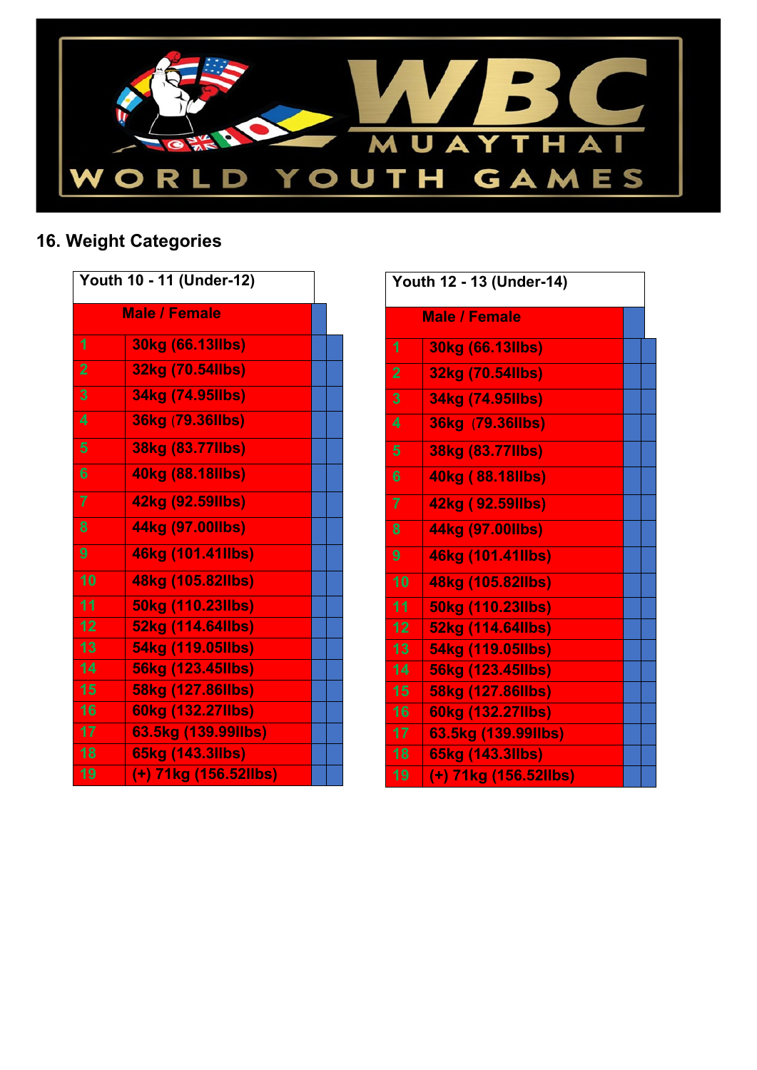WBC MUAYTHAI WORLD YOUTH GAMES

## 16. Weight Categories

| Youth 10 - 11 (Under-12) | | | |
|---|---|---|---|
| | Male / Female | | |
| 1 | 30kg (66.13llbs) | | |
| 2 | 32kg (70.54llbs) | | |
| 3 | 34kg (74.95llbs) | | |
| 4 | 36kg (79.36llbs) | | |
| 5 | 38kg (83.77llbs) | | |
| 6 | 40kg (88.18llbs) | | |
| 7 | 42kg (92.59llbs) | | |
| 8 | 44kg (97.00llbs) | | |
| 9 | 46kg (101.41llbs) | | |
| 10 | 48kg (105.82llbs) | | |
| 11 | 50kg (110.23llbs) | | |
| 12 | 52kg (114.64llbs) | | |
| 13 | 54kg (119.05llbs) | | |
| 14 | 56kg (123.45llbs) | | |
| 15 | 58kg (127.86llbs) | | |
| 16 | 60kg (132.27llbs) | | |
| 17 | 63.5kg (139.99llbs) | | |
| 18 | 65kg (143.3llbs) | | |
| 19 | (+) 71kg (156.52llbs) | | |

| Youth 12 - 13 (Under-14) | | | |
|---|---|---|---|
| | Male / Female | | |
| 1 | 30kg (66.13llbs) | | |
| 2 | 32kg (70.54llbs) | | |
| 3 | 34kg (74.95llbs) | | |
| 4 | 36kg (79.36llbs) | | |
| 5 | 38kg (83.77llbs) | | |
| 6 | 40kg ( 88.18llbs) | | |
| 7 | 42kg ( 92.59llbs) | | |
| 8 | 44kg (97.00llbs) | | |
| 9 | 46kg (101.41llbs) | | |
| 10 | 48kg (105.82llbs) | | |
| 11 | 50kg (110.23llbs) | | |
| 12 | 52kg (114.64llbs) | | |
| 13 | 54kg (119.05llbs) | | |
| 14 | 56kg (123.45llbs) | | |
| 15 | 58kg (127.86llbs) | | |
| 16 | 60kg (132.27llbs) | | |
| 17 | 63.5kg (139.99llbs) | | |
| 18 | 65kg (143.3llbs) | | |
| 19 | (+) 71kg (156.52llbs) | | |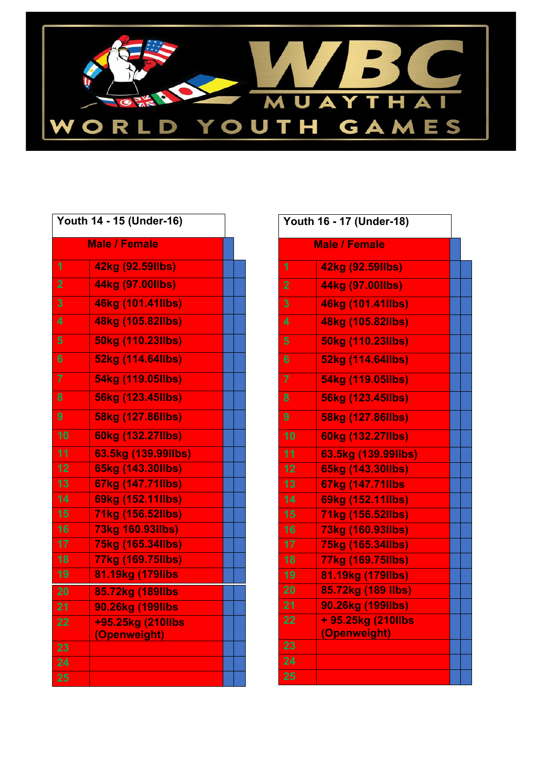# WBC MUAYTHAI WORLD YOUTH GAMES

| Youth 14 - 15 (Under-16) | | | |
|---|---|---|---|
| | Male / Female | | |
| 1 | 42kg (92.59llbs) | | |
| 2 | 44kg (97.00llbs) | | |
| 3 | 46kg (101.41llbs) | | |
| 4 | 48kg (105.82llbs) | | |
| 5 | 50kg (110.23llbs) | | |
| 6 | 52kg (114.64llbs) | | |
| 7 | 54kg (119.05llbs) | | |
| 8 | 56kg (123.45llbs) | | |
| 9 | 58kg (127.86llbs) | | |
| 10 | 60kg (132.27llbs) | | |
| 11 | 63.5kg (139.99llbs) | | |
| 12 | 65kg (143.30llbs) | | |
| 13 | 67kg (147.71llbs) | | |
| 14 | 69kg (152.11llbs) | | |
| 15 | 71kg (156.52llbs) | | |
| 16 | 73kg 160.93llbs) | | |
| 17 | 75kg (165.34llbs) | | |
| 18 | 77kg (169.75llbs) | | |
| 19 | 81.19kg (179llbs | | |
| 20 | 85.72kg (189llbs | | |
| 21 | 90.26kg (199llbs | | |
| 22 | +95.25kg (210llbs (Openweight) | | |
| 23 | | | |
| 24 | | | |
| 25 | | | |

| Youth 16 - 17 (Under-18) | | | |
|---|---|---|---|
| | Male / Female | | |
| 1 | 42kg (92.59llbs) | | |
| 2 | 44kg (97.00llbs) | | |
| 3 | 46kg (101.41llbs) | | |
| 4 | 48kg (105.82llbs) | | |
| 5 | 50kg (110.23llbs) | | |
| 6 | 52kg (114.64llbs) | | |
| 7 | 54kg (119.05llbs) | | |
| 8 | 56kg (123.45llbs) | | |
| 9 | 58kg (127.86llbs) | | |
| 10 | 60kg (132.27llbs) | | |
| 11 | 63.5kg (139.99llbs) | | |
| 12 | 65kg (143.30llbs) | | |
| 13 | 67kg (147.71llbs | | |
| 14 | 69kg (152.11llbs) | | |
| 15 | 71kg (156.52llbs) | | |
| 16 | 73kg (160.93llbs) | | |
| 17 | 75kg (165.34llbs) | | |
| 18 | 77kg (169.75llbs) | | |
| 19 | 81.19kg (179llbs) | | |
| 20 | 85.72kg (189 llbs) | | |
| 21 | 90.26kg (199llbs) | | |
| 22 | + 95.25kg (210llbs (Openweight) | | |
| 23 | | | |
| 24 | | | |
| 25 | | | |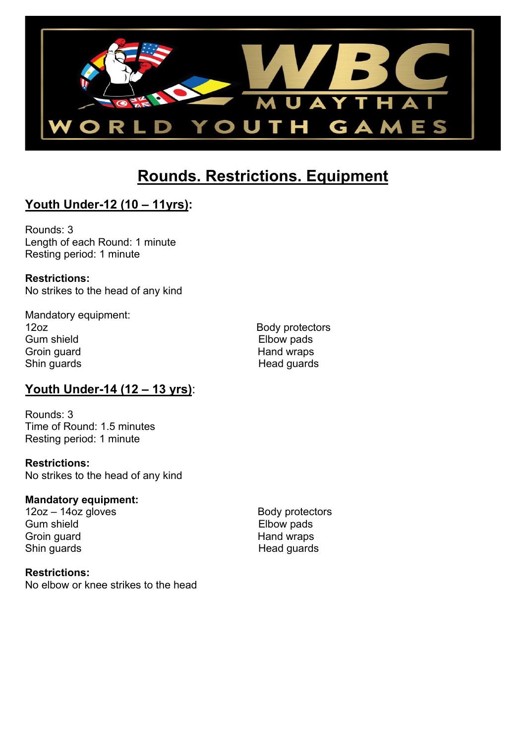# WBC MUAYTHAI WORLD YOUTH GAMES

## Rounds. Restrictions. Equipment

### Youth Under-12 (10 – 11yrs):

Rounds: 3
Length of each Round: 1 minute
Resting period: 1 minute

**Restrictions:**
No strikes to the head of any kind

Mandatory equipment:

- 12oz
- Gum shield
- Groin guard
- Shin guards
- Body protectors
- Elbow pads
- Hand wraps
- Head guards

### Youth Under-14 (12 – 13 yrs):

Rounds: 3
Time of Round: 1.5 minutes
Resting period: 1 minute

**Restrictions:**
No strikes to the head of any kind

**Mandatory equipment:**

- 12oz – 14oz gloves
- Gum shield
- Groin guard
- Shin guards
- Body protectors
- Elbow pads
- Hand wraps
- Head guards

**Restrictions:**
No elbow or knee strikes to the head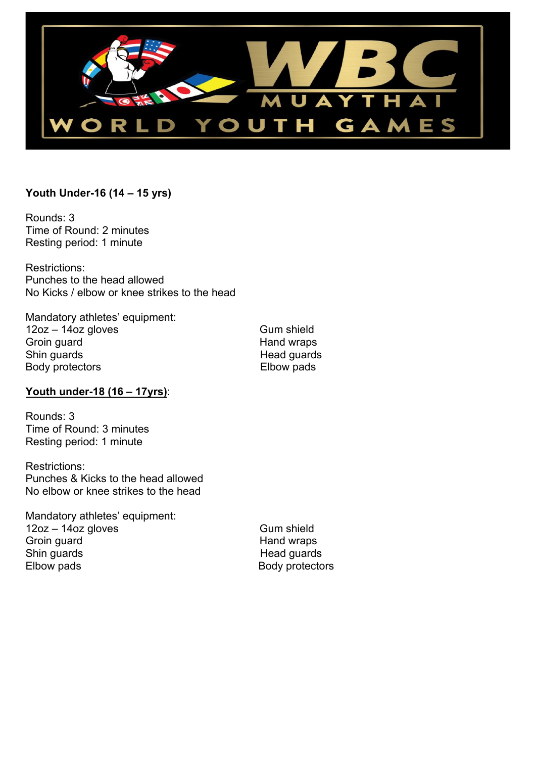**WBC MUAYTHAI WORLD YOUTH GAMES**

**Youth Under-16 (14 – 15 yrs)**

Rounds: 3
Time of Round: 2 minutes
Resting period: 1 minute

Restrictions:
Punches to the head allowed
No Kicks / elbow or knee strikes to the head

Mandatory athletes' equipment:
12oz – 14oz gloves
Groin guard
Shin guards
Body protectors
Gum shield
Hand wraps
Head guards
Elbow pads

**Youth under-18 (16 – 17yrs)**:

Rounds: 3
Time of Round: 3 minutes
Resting period: 1 minute

Restrictions:
Punches & Kicks to the head allowed
No elbow or knee strikes to the head

Mandatory athletes' equipment:
12oz – 14oz gloves
Groin guard
Shin guards
Elbow pads
Gum shield
Hand wraps
Head guards
Body protectors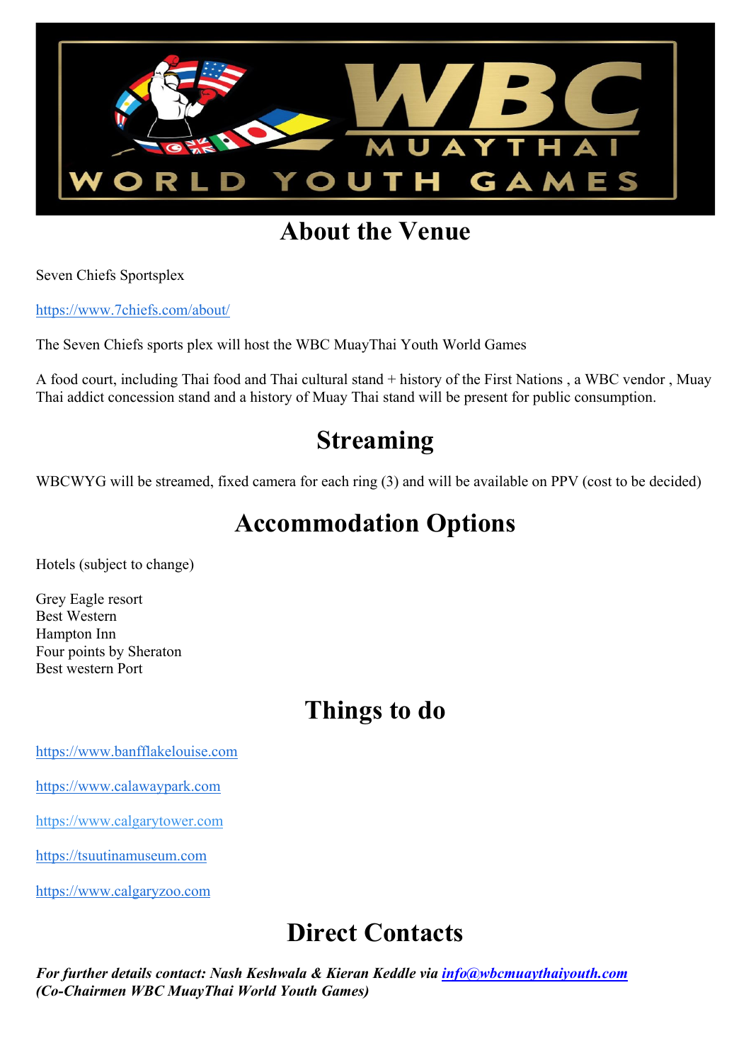# About the Venue

Seven Chiefs Sportsplex

https://www.7chiefs.com/about/

The Seven Chiefs sports plex will host the WBC MuayThai Youth World Games

A food court, including Thai food and Thai cultural stand + history of the First Nations , a WBC vendor , Muay Thai addict concession stand and a history of Muay Thai stand will be present for public consumption.

# Streaming

WBCWYG will be streamed, fixed camera for each ring (3) and will be available on PPV (cost to be decided)

# Accommodation Options

Hotels (subject to change)

Grey Eagle resort
Best Western
Hampton Inn
Four points by Sheraton
Best western Port

# Things to do

https://www.banfflakelouise.com

https://www.calawaypark.com

https://www.calgarytower.com

https://tsuutinamuseum.com

https://www.calgaryzoo.com

# Direct Contacts

***For further details contact: Nash Keshwala & Kieran Keddle via info@wbcmuaythaiyouth.com***
***(Co-Chairmen WBC MuayThai World Youth Games)***